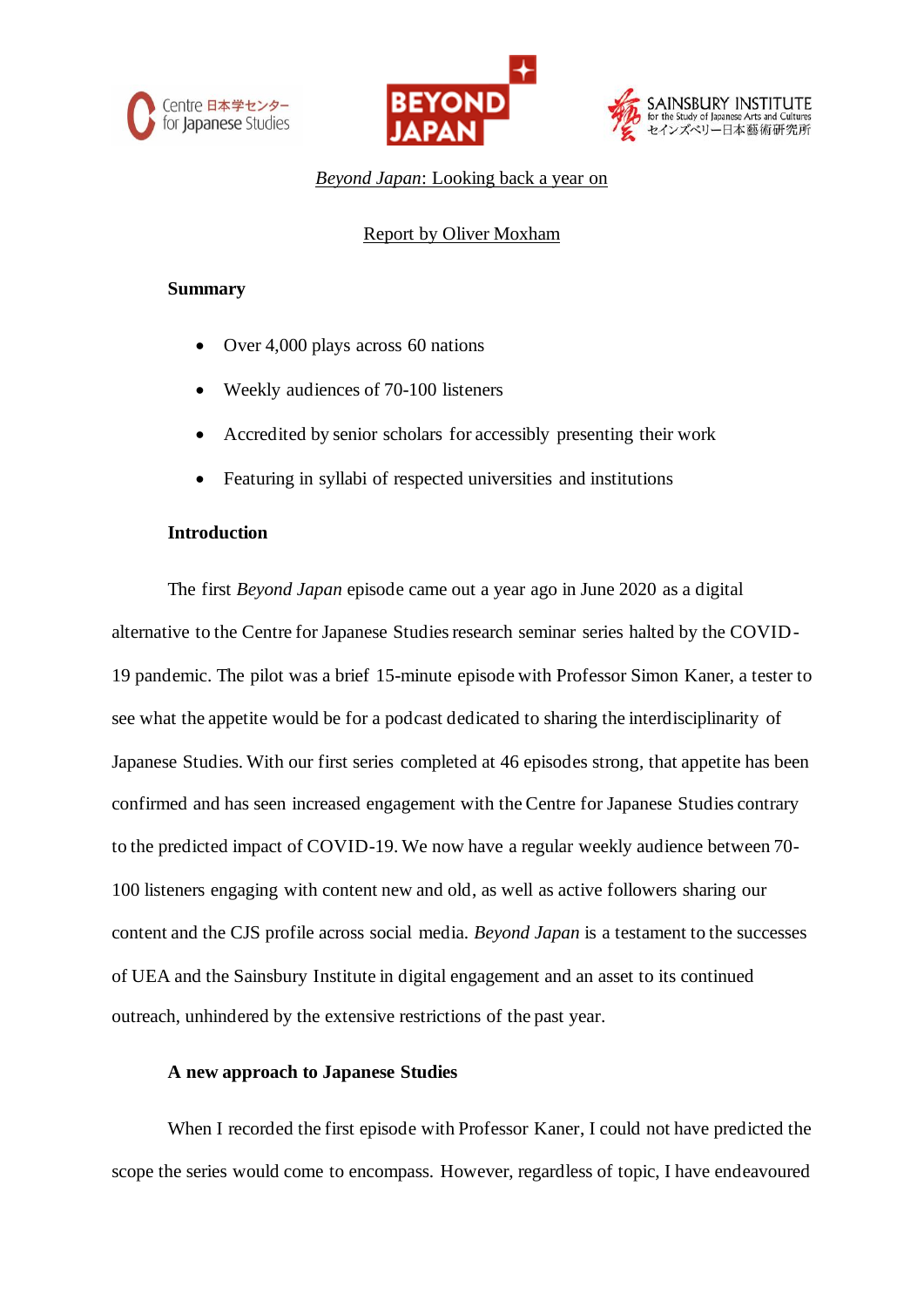Centre 日本学センター for Japanese Studies

BEYOND JAPAN

SAINSBURY INSTITUTE for the Study of Japanese Arts and Cultures セインズベリー日本藝術研究所

# *Beyond Japan*: Looking back a year on

Report by Oliver Moxham

**Summary**

- Over 4,000 plays across 60 nations
- Weekly audiences of 70-100 listeners
- Accredited by senior scholars for accessibly presenting their work
- Featuring in syllabi of respected universities and institutions

**Introduction**

The first *Beyond Japan* episode came out a year ago in June 2020 as a digital alternative to the Centre for Japanese Studies research seminar series halted by the COVID-19 pandemic. The pilot was a brief 15-minute episode with Professor Simon Kaner, a tester to see what the appetite would be for a podcast dedicated to sharing the interdisciplinarity of Japanese Studies. With our first series completed at 46 episodes strong, that appetite has been confirmed and has seen increased engagement with the Centre for Japanese Studies contrary to the predicted impact of COVID-19. We now have a regular weekly audience between 70-100 listeners engaging with content new and old, as well as active followers sharing our content and the CJS profile across social media. *Beyond Japan* is a testament to the successes of UEA and the Sainsbury Institute in digital engagement and an asset to its continued outreach, unhindered by the extensive restrictions of the past year.

**A new approach to Japanese Studies**

When I recorded the first episode with Professor Kaner, I could not have predicted the scope the series would come to encompass. However, regardless of topic, I have endeavoured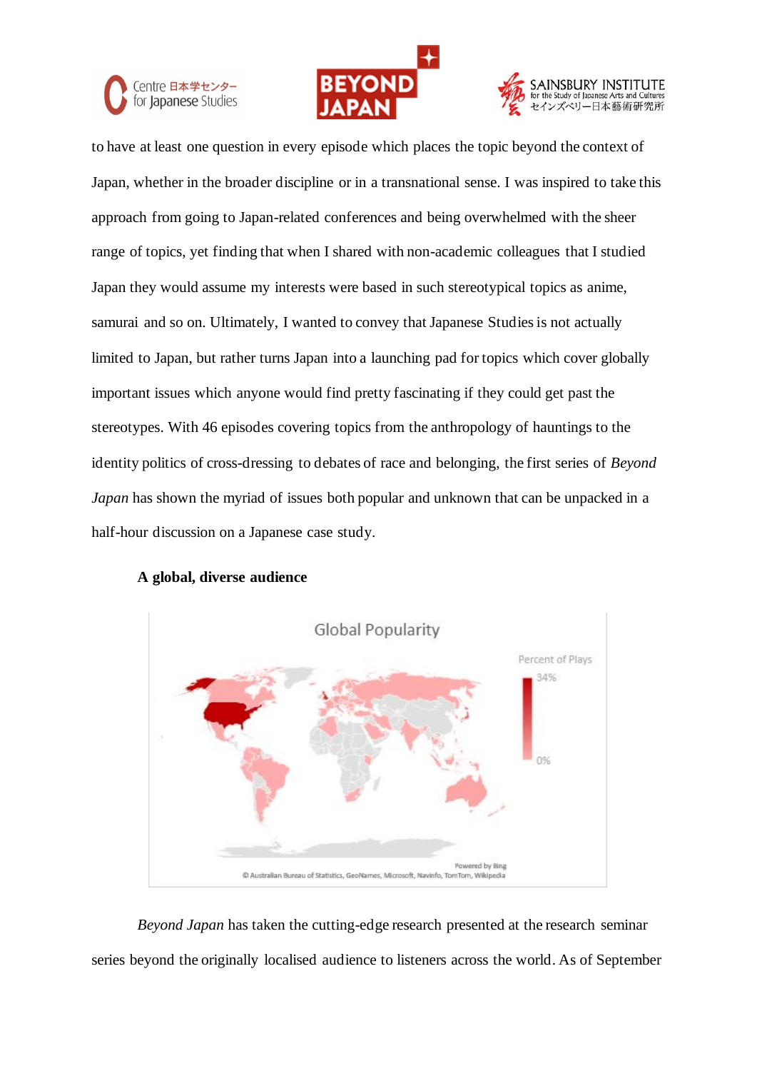to have at least one question in every episode which places the topic beyond the context of Japan, whether in the broader discipline or in a transnational sense. I was inspired to take this approach from going to Japan-related conferences and being overwhelmed with the sheer range of topics, yet finding that when I shared with non-academic colleagues that I studied Japan they would assume my interests were based in such stereotypical topics as anime, samurai and so on. Ultimately, I wanted to convey that Japanese Studies is not actually limited to Japan, but rather turns Japan into a launching pad for topics which cover globally important issues which anyone would find pretty fascinating if they could get past the stereotypes. With 46 episodes covering topics from the anthropology of hauntings to the identity politics of cross-dressing to debates of race and belonging, the first series of *Beyond Japan* has shown the myriad of issues both popular and unknown that can be unpacked in a half-hour discussion on a Japanese case study.

**A global, diverse audience**

Global Popularity

Percent of Plays
34%
0%

Powered by Bing
© Australian Bureau of Statistics, GeoNames, Microsoft, Navinfo, TomTom, Wikipedia

*Beyond Japan* has taken the cutting-edge research presented at the research seminar series beyond the originally localised audience to listeners across the world. As of September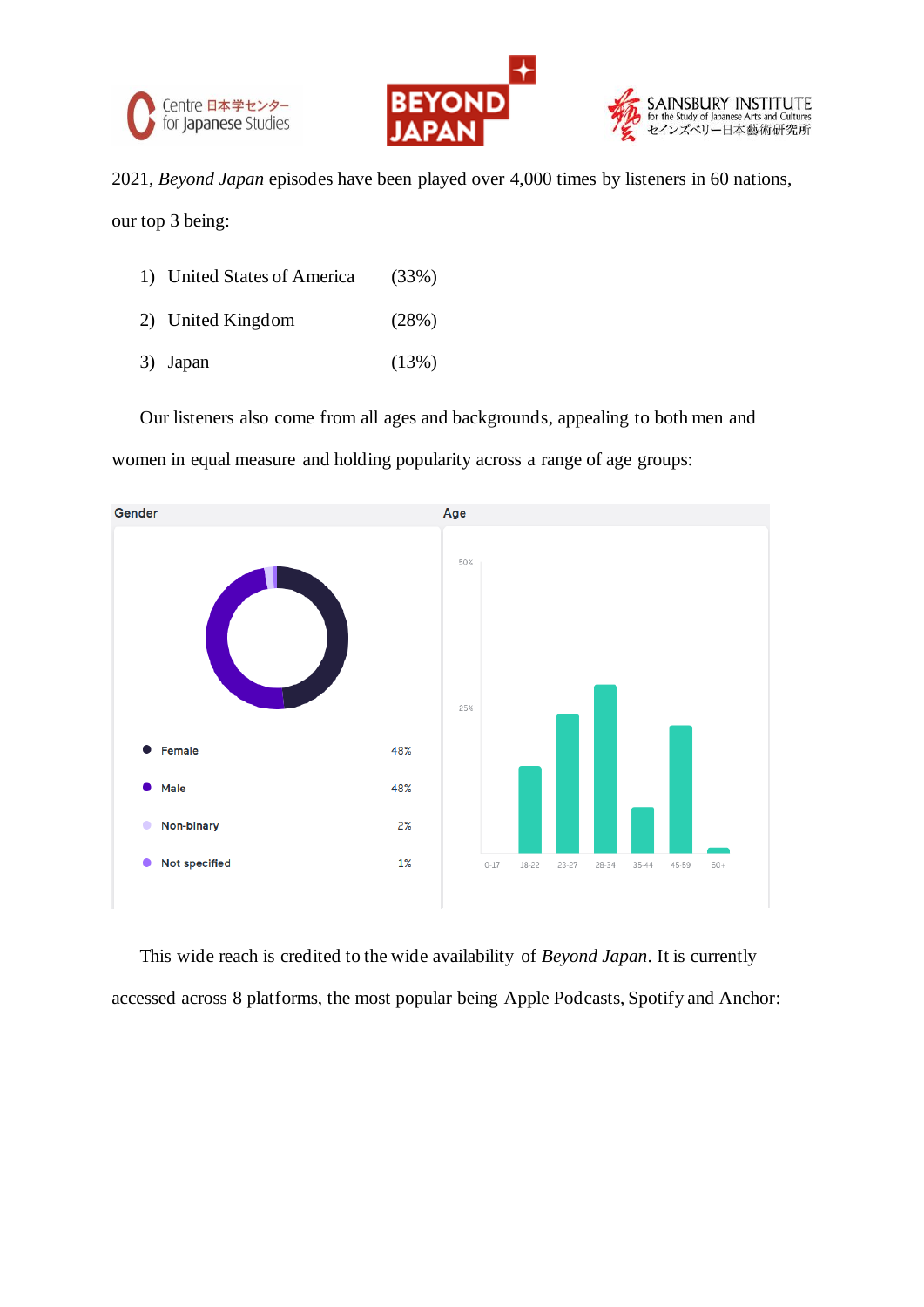2021, *Beyond Japan* episodes have been played over 4,000 times by listeners in 60 nations, our top 3 being:

1) United States of America (33%)
2) United Kingdom (28%)
3) Japan (13%)

Our listeners also come from all ages and backgrounds, appealing to both men and women in equal measure and holding popularity across a range of age groups:

Gender

| | |
|---|---|
| Female | 48% |
| Male | 48% |
| Non-binary | 2% |
| Not specified | 1% |

Age

This wide reach is credited to the wide availability of *Beyond Japan*. It is currently accessed across 8 platforms, the most popular being Apple Podcasts, Spotify and Anchor: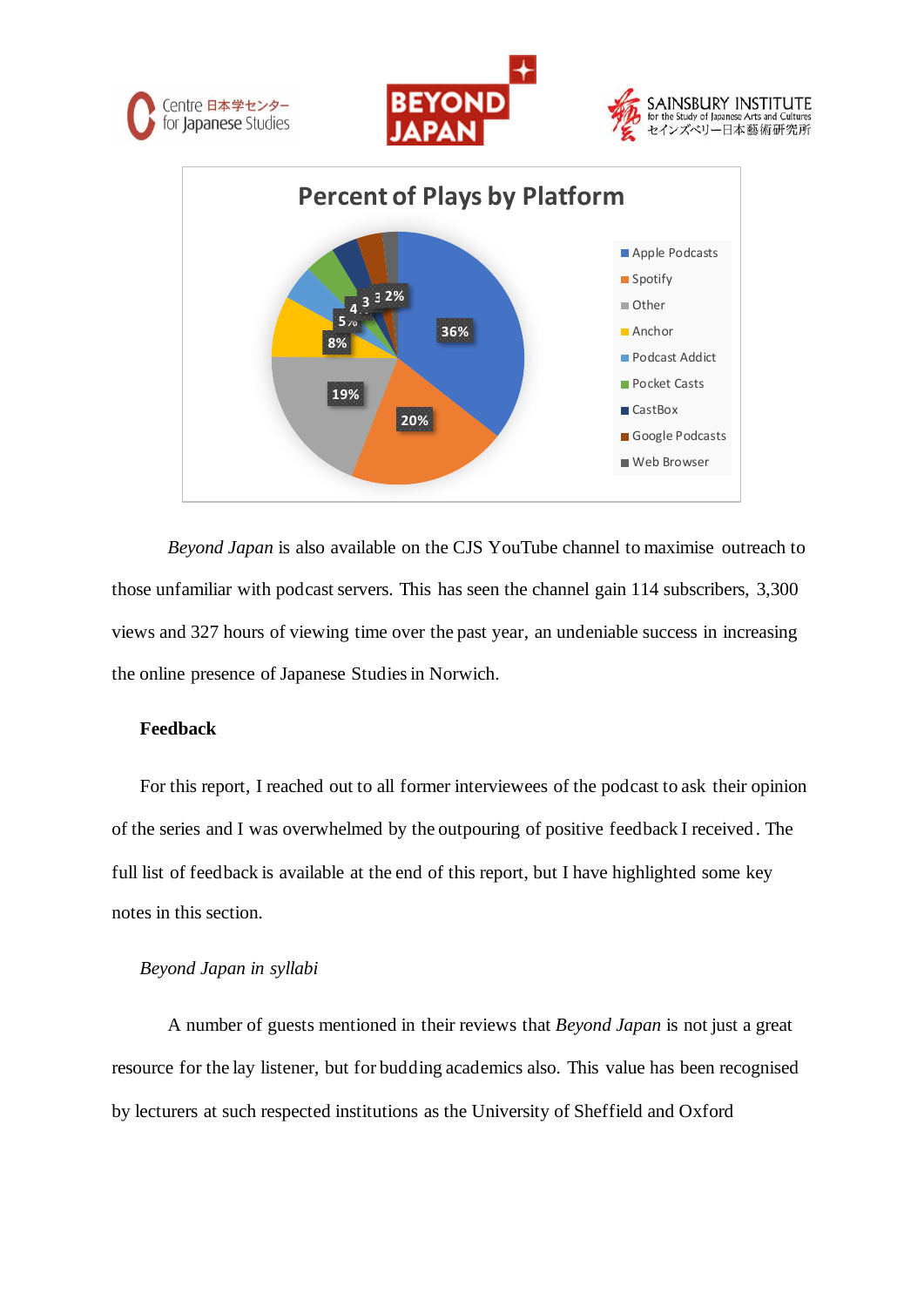**Percent of Plays by Platform**

- Apple Podcasts: 36%
- Spotify: 20%
- Other: 19%
- Anchor: 8%
- Podcast Addict: 5%
- Pocket Casts: 4
- CastBox: 3
- Google Podcasts: 3
- Web Browser: 2%

*Beyond Japan* is also available on the CJS YouTube channel to maximise outreach to those unfamiliar with podcast servers. This has seen the channel gain 114 subscribers, 3,300 views and 327 hours of viewing time over the past year, an undeniable success in increasing the online presence of Japanese Studies in Norwich.

**Feedback**

For this report, I reached out to all former interviewees of the podcast to ask their opinion of the series and I was overwhelmed by the outpouring of positive feedback I received. The full list of feedback is available at the end of this report, but I have highlighted some key notes in this section.

*Beyond Japan in syllabi*

A number of guests mentioned in their reviews that *Beyond Japan* is not just a great resource for the lay listener, but for budding academics also. This value has been recognised by lecturers at such respected institutions as the University of Sheffield and Oxford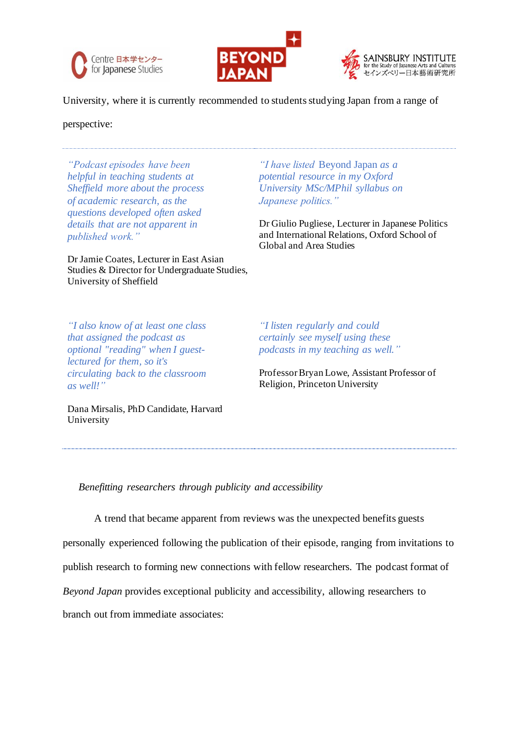University, where it is currently recommended to students studying Japan from a range of perspective:

---

*"Podcast episodes have been helpful in teaching students at Sheffield more about the process of academic research, as the questions developed often asked details that are not apparent in published work."*

Dr Jamie Coates, Lecturer in East Asian Studies & Director for Undergraduate Studies, University of Sheffield

*"I have listed* Beyond Japan *as a potential resource in my Oxford University MSc/MPhil syllabus on Japanese politics."*

Dr Giulio Pugliese, Lecturer in Japanese Politics and International Relations, Oxford School of Global and Area Studies

*"I also know of at least one class that assigned the podcast as optional "reading" when I guest-lectured for them, so it's circulating back to the classroom as well!"*

Dana Mirsalis, PhD Candidate, Harvard University

*"I listen regularly and could certainly see myself using these podcasts in my teaching as well."*

Professor Bryan Lowe, Assistant Professor of Religion, Princeton University

---

*Benefitting researchers through publicity and accessibility*

A trend that became apparent from reviews was the unexpected benefits guests personally experienced following the publication of their episode, ranging from invitations to publish research to forming new connections with fellow researchers. The podcast format of *Beyond Japan* provides exceptional publicity and accessibility, allowing researchers to branch out from immediate associates: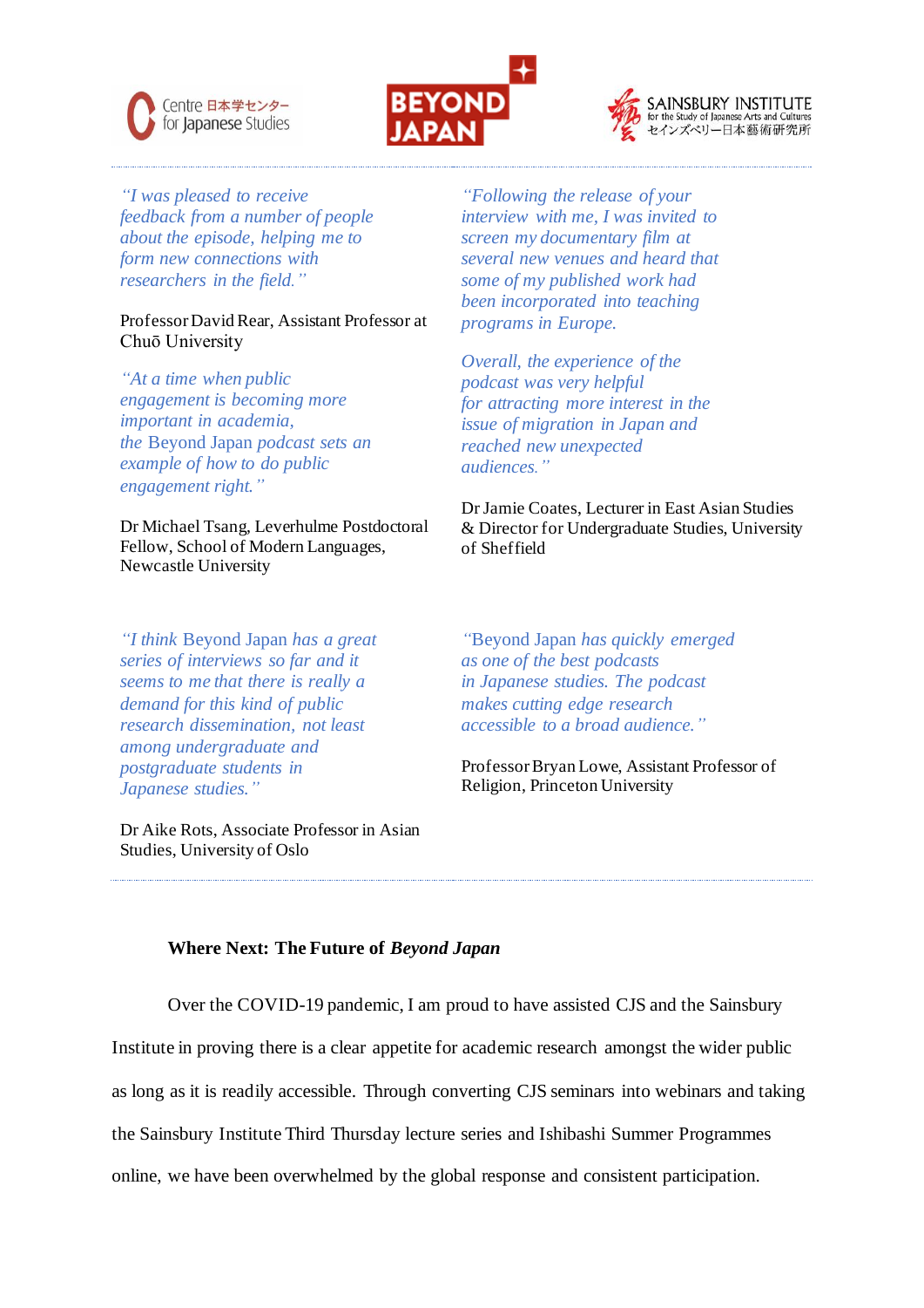*"I was pleased to receive feedback from a number of people about the episode, helping me to form new connections with researchers in the field."*

Professor David Rear, Assistant Professor at Chuō University

*"At a time when public engagement is becoming more important in academia, the* Beyond Japan *podcast sets an example of how to do public engagement right."*

Dr Michael Tsang, Leverhulme Postdoctoral Fellow, School of Modern Languages, Newcastle University

*"Following the release of your interview with me, I was invited to screen my documentary film at several new venues and heard that some of my published work had been incorporated into teaching programs in Europe.*

*Overall, the experience of the podcast was very helpful for attracting more interest in the issue of migration in Japan and reached new unexpected audiences."*

Dr Jamie Coates, Lecturer in East Asian Studies & Director for Undergraduate Studies, University of Sheffield

*"I think* Beyond Japan *has a great series of interviews so far and it seems to me that there is really a demand for this kind of public research dissemination, not least among undergraduate and postgraduate students in Japanese studies."*

Dr Aike Rots, Associate Professor in Asian Studies, University of Oslo

*"*Beyond Japan *has quickly emerged as one of the best podcasts in Japanese studies. The podcast makes cutting edge research accessible to a broad audience."*

Professor Bryan Lowe, Assistant Professor of Religion, Princeton University

---

### Where Next: The Future of *Beyond Japan*

Over the COVID-19 pandemic, I am proud to have assisted CJS and the Sainsbury Institute in proving there is a clear appetite for academic research amongst the wider public as long as it is readily accessible. Through converting CJS seminars into webinars and taking the Sainsbury Institute Third Thursday lecture series and Ishibashi Summer Programmes online, we have been overwhelmed by the global response and consistent participation.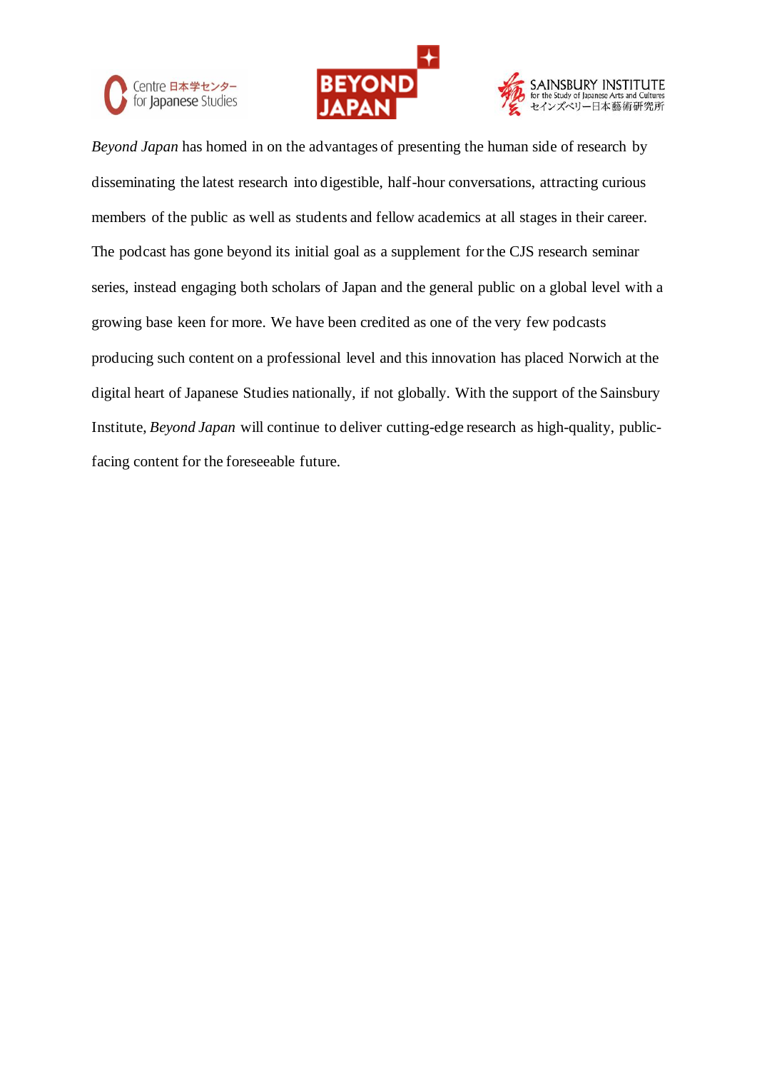*Beyond Japan* has homed in on the advantages of presenting the human side of research by disseminating the latest research into digestible, half-hour conversations, attracting curious members of the public as well as students and fellow academics at all stages in their career. The podcast has gone beyond its initial goal as a supplement for the CJS research seminar series, instead engaging both scholars of Japan and the general public on a global level with a growing base keen for more. We have been credited as one of the very few podcasts producing such content on a professional level and this innovation has placed Norwich at the digital heart of Japanese Studies nationally, if not globally. With the support of the Sainsbury Institute, *Beyond Japan* will continue to deliver cutting-edge research as high-quality, public-facing content for the foreseeable future.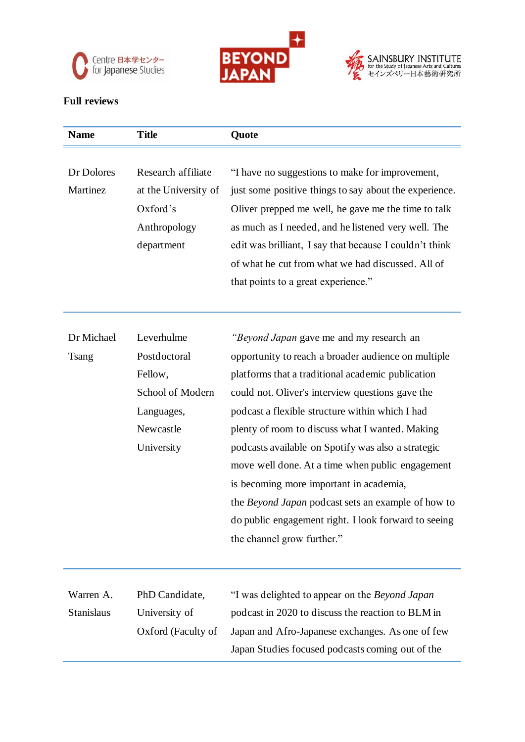**Full reviews**

| Name | Title | Quote |
|---|---|---|
| Dr Dolores Martinez | Research affiliate at the University of Oxford's Anthropology department | "I have no suggestions to make for improvement, just some positive things to say about the experience. Oliver prepped me well, he gave me the time to talk as much as I needed, and he listened very well. The edit was brilliant, I say that because I couldn't think of what he cut from what we had discussed. All of that points to a great experience." |
| Dr Michael Tsang | Leverhulme Postdoctoral Fellow, School of Modern Languages, Newcastle University | "*Beyond Japan* gave me and my research an opportunity to reach a broader audience on multiple platforms that a traditional academic publication could not. Oliver's interview questions gave the podcast a flexible structure within which I had plenty of room to discuss what I wanted. Making podcasts available on Spotify was also a strategic move well done. At a time when public engagement is becoming more important in academia, the *Beyond Japan* podcast sets an example of how to do public engagement right. I look forward to seeing the channel grow further." |
| Warren A. Stanislaus | PhD Candidate, University of Oxford (Faculty of | "I was delighted to appear on the *Beyond Japan* podcast in 2020 to discuss the reaction to BLM in Japan and Afro-Japanese exchanges. As one of few Japan Studies focused podcasts coming out of the |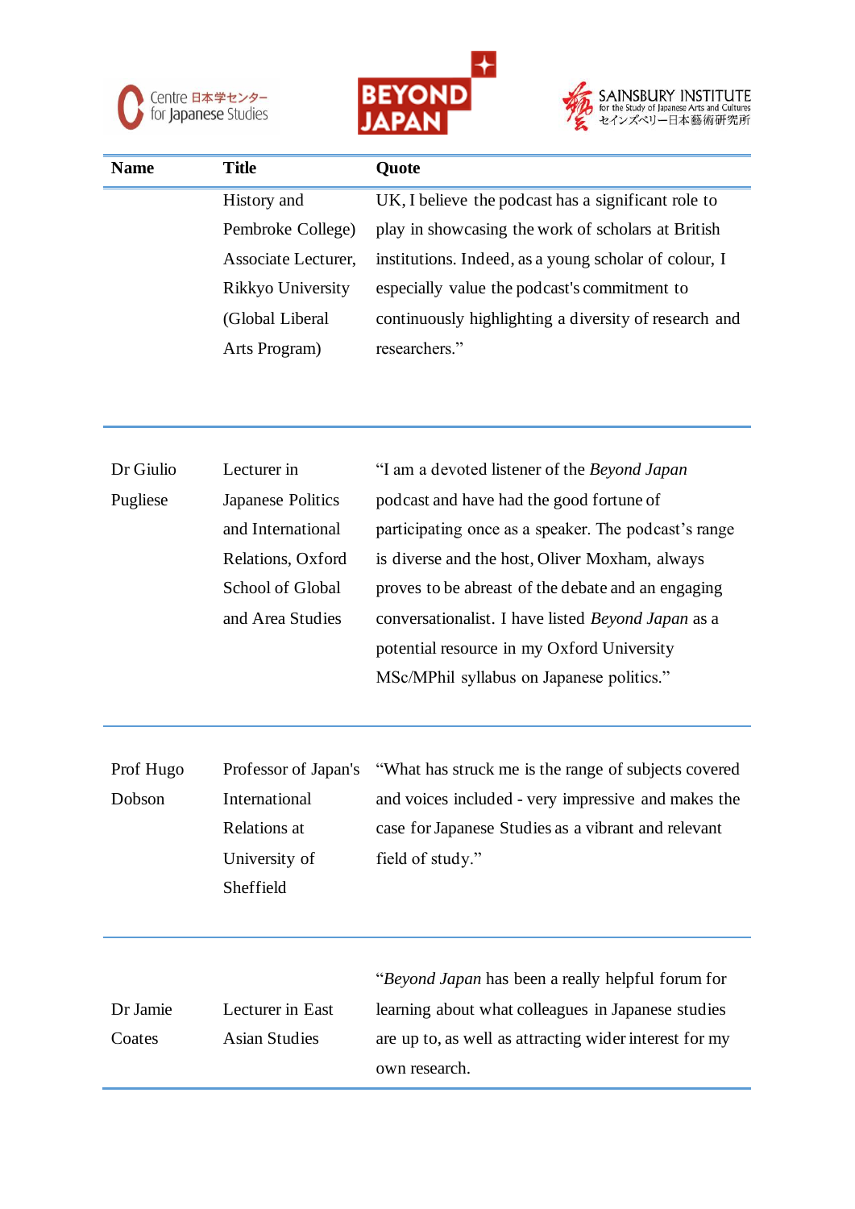| Name | Title | Quote |
|---|---|---|
| | History and Pembroke College) Associate Lecturer, Rikkyo University (Global Liberal Arts Program) | UK, I believe the podcast has a significant role to play in showcasing the work of scholars at British institutions. Indeed, as a young scholar of colour, I especially value the podcast's commitment to continuously highlighting a diversity of research and researchers." |
| Dr Giulio Pugliese | Lecturer in Japanese Politics and International Relations, Oxford School of Global and Area Studies | "I am a devoted listener of the *Beyond Japan* podcast and have had the good fortune of participating once as a speaker. The podcast's range is diverse and the host, Oliver Moxham, always proves to be abreast of the debate and an engaging conversationalist. I have listed *Beyond Japan* as a potential resource in my Oxford University MSc/MPhil syllabus on Japanese politics." |
| Prof Hugo Dobson | Professor of Japan's International Relations at University of Sheffield | "What has struck me is the range of subjects covered and voices included - very impressive and makes the case for Japanese Studies as a vibrant and relevant field of study." |
| Dr Jamie Coates | Lecturer in East Asian Studies | "*Beyond Japan* has been a really helpful forum for learning about what colleagues in Japanese studies are up to, as well as attracting wider interest for my own research. |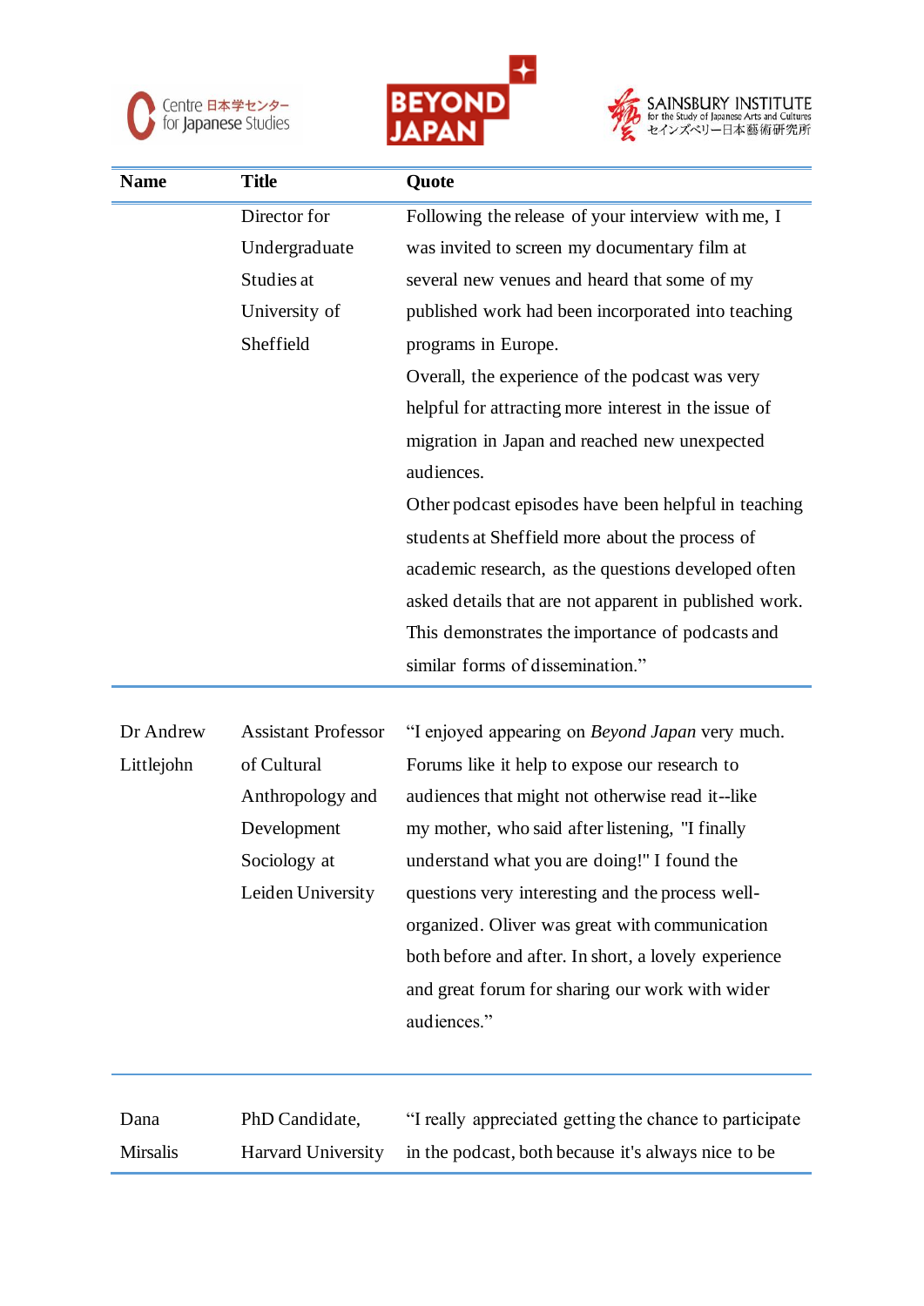| Name | Title | Quote |
|---|---|---|
| | Director for Undergraduate Studies at University of Sheffield | Following the release of your interview with me, I was invited to screen my documentary film at several new venues and heard that some of my published work had been incorporated into teaching programs in Europe. Overall, the experience of the podcast was very helpful for attracting more interest in the issue of migration in Japan and reached new unexpected audiences. Other podcast episodes have been helpful in teaching students at Sheffield more about the process of academic research, as the questions developed often asked details that are not apparent in published work. This demonstrates the importance of podcasts and similar forms of dissemination." |
| Dr Andrew Littlejohn | Assistant Professor of Cultural Anthropology and Development Sociology at Leiden University | "I enjoyed appearing on *Beyond Japan* very much. Forums like it help to expose our research to audiences that might not otherwise read it--like my mother, who said after listening, "I finally understand what you are doing!" I found the questions very interesting and the process well-organized. Oliver was great with communication both before and after. In short, a lovely experience and great forum for sharing our work with wider audiences." |
| Dana Mirsalis | PhD Candidate, Harvard University | "I really appreciated getting the chance to participate in the podcast, both because it's always nice to be |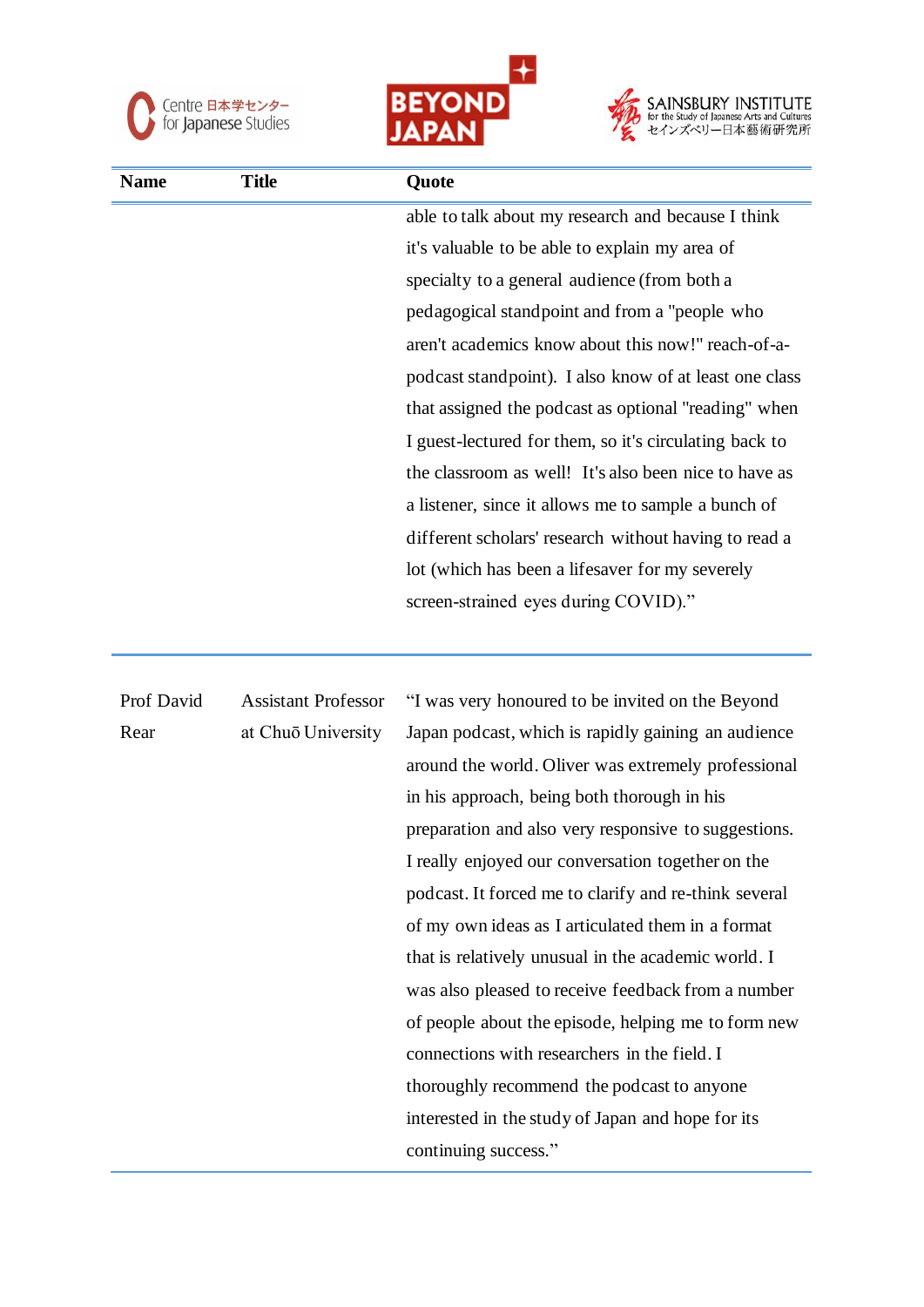| Name | Title | Quote |
|---|---|---|
| | | able to talk about my research and because I think it's valuable to be able to explain my area of specialty to a general audience (from both a pedagogical standpoint and from a "people who aren't academics know about this now!" reach-of-a-podcast standpoint). I also know of at least one class that assigned the podcast as optional "reading" when I guest-lectured for them, so it's circulating back to the classroom as well! It's also been nice to have as a listener, since it allows me to sample a bunch of different scholars' research without having to read a lot (which has been a lifesaver for my severely screen-strained eyes during COVID)." |
| Prof David Rear | Assistant Professor at Chuō University | "I was very honoured to be invited on the Beyond Japan podcast, which is rapidly gaining an audience around the world. Oliver was extremely professional in his approach, being both thorough in his preparation and also very responsive to suggestions. I really enjoyed our conversation together on the podcast. It forced me to clarify and re-think several of my own ideas as I articulated them in a format that is relatively unusual in the academic world. I was also pleased to receive feedback from a number of people about the episode, helping me to form new connections with researchers in the field. I thoroughly recommend the podcast to anyone interested in the study of Japan and hope for its continuing success." |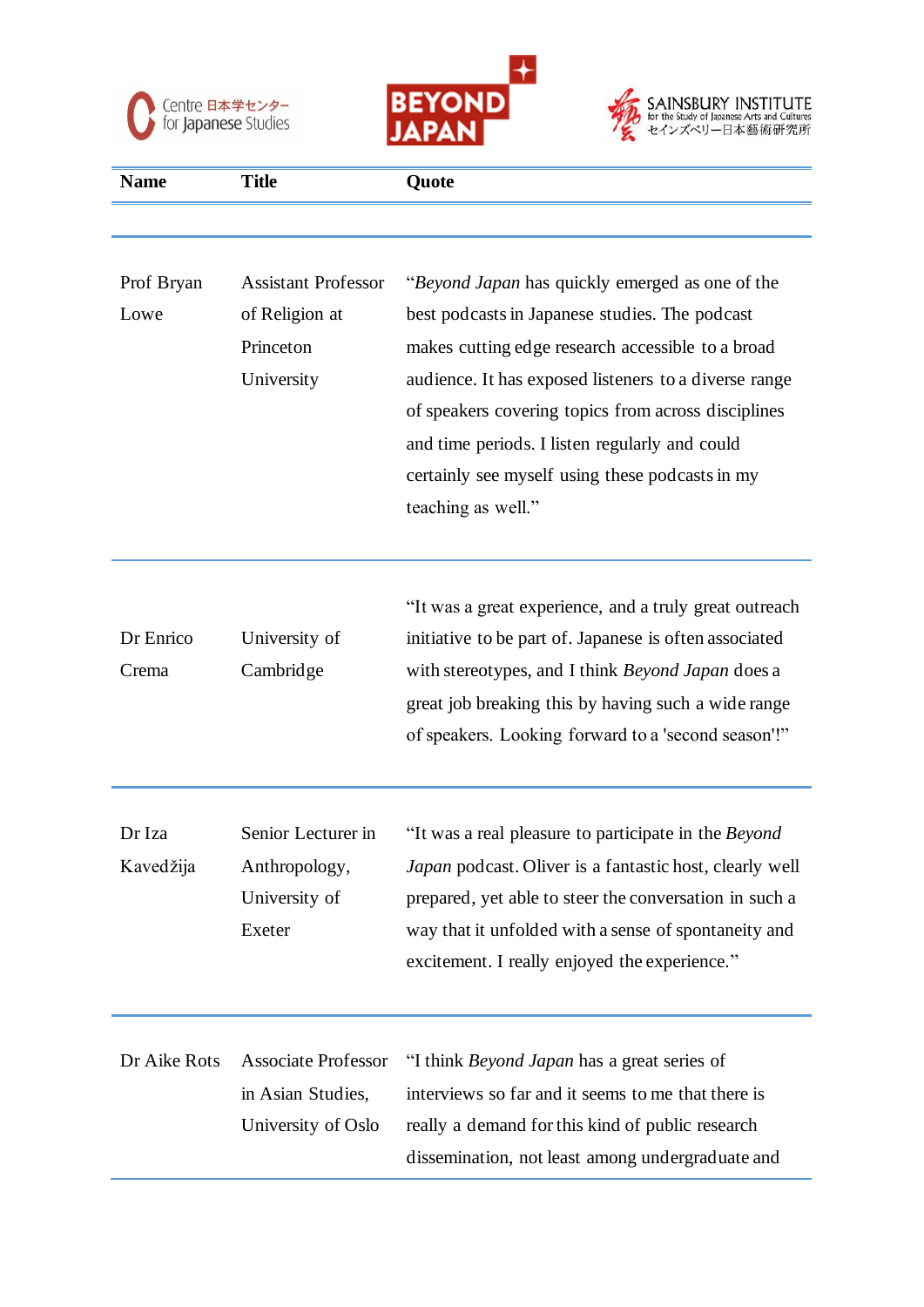| Name | Title | Quote |
|---|---|---|
| Prof Bryan Lowe | Assistant Professor of Religion at Princeton University | "*Beyond Japan* has quickly emerged as one of the best podcasts in Japanese studies. The podcast makes cutting edge research accessible to a broad audience. It has exposed listeners to a diverse range of speakers covering topics from across disciplines and time periods. I listen regularly and could certainly see myself using these podcasts in my teaching as well." |
| Dr Enrico Crema | University of Cambridge | "It was a great experience, and a truly great outreach initiative to be part of. Japanese is often associated with stereotypes, and I think *Beyond Japan* does a great job breaking this by having such a wide range of speakers. Looking forward to a 'second season'!" |
| Dr Iza Kavedžija | Senior Lecturer in Anthropology, University of Exeter | "It was a real pleasure to participate in the *Beyond Japan* podcast. Oliver is a fantastic host, clearly well prepared, yet able to steer the conversation in such a way that it unfolded with a sense of spontaneity and excitement. I really enjoyed the experience." |
| Dr Aike Rots | Associate Professor in Asian Studies, University of Oslo | "I think *Beyond Japan* has a great series of interviews so far and it seems to me that there is really a demand for this kind of public research dissemination, not least among undergraduate and |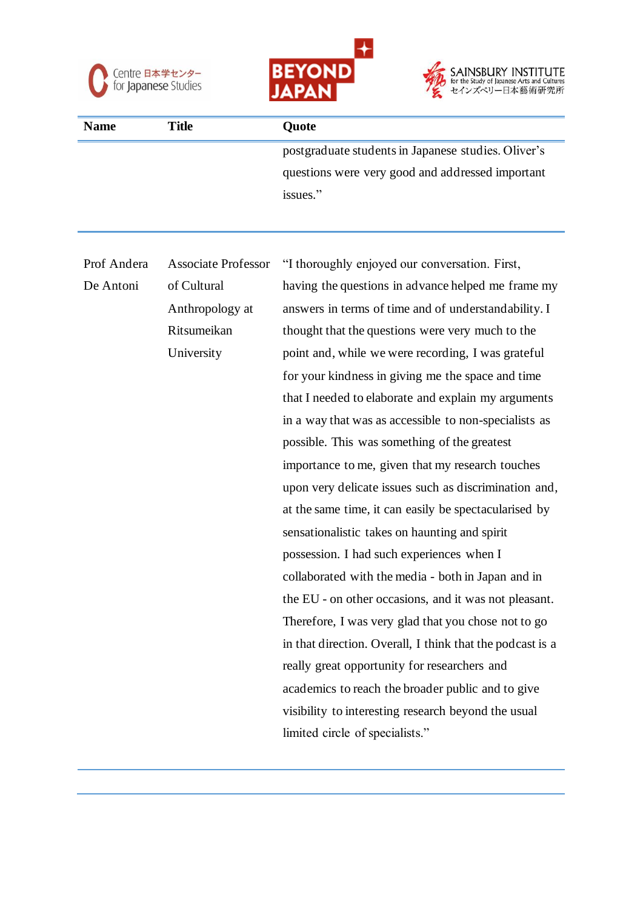| Name | Title | Quote |
|---|---|---|
| | | postgraduate students in Japanese studies. Oliver's questions were very good and addressed important issues." |
| Prof Andera De Antoni | Associate Professor of Cultural Anthropology at Ritsumeikan University | "I thoroughly enjoyed our conversation. First, having the questions in advance helped me frame my answers in terms of time and of understandability. I thought that the questions were very much to the point and, while we were recording, I was grateful for your kindness in giving me the space and time that I needed to elaborate and explain my arguments in a way that was as accessible to non-specialists as possible. This was something of the greatest importance to me, given that my research touches upon very delicate issues such as discrimination and, at the same time, it can easily be spectacularised by sensationalistic takes on haunting and spirit possession. I had such experiences when I collaborated with the media - both in Japan and in the EU - on other occasions, and it was not pleasant. Therefore, I was very glad that you chose not to go in that direction. Overall, I think that the podcast is a really great opportunity for researchers and academics to reach the broader public and to give visibility to interesting research beyond the usual limited circle of specialists." |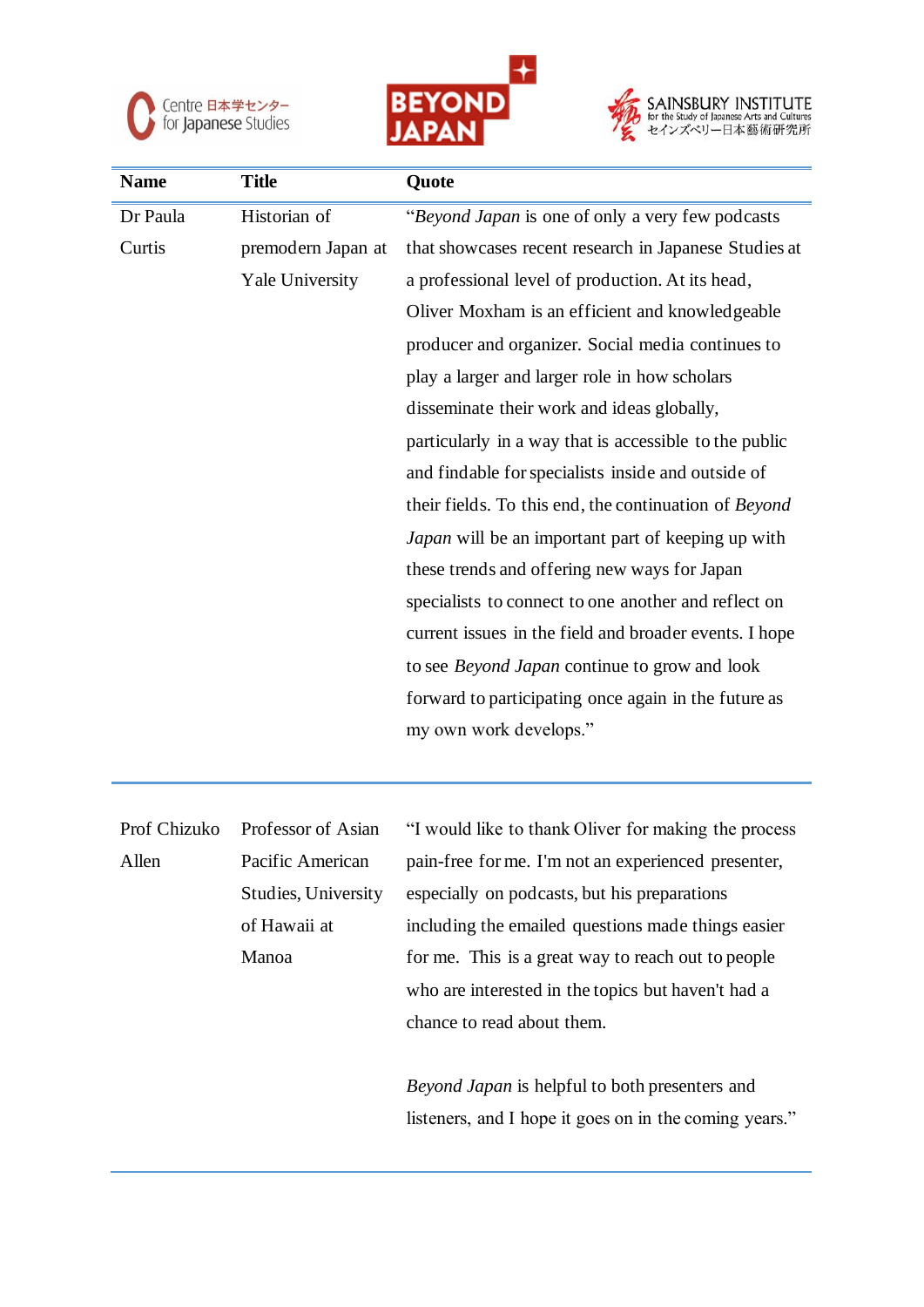| Name | Title | Quote |
|---|---|---|
| Dr Paula Curtis | Historian of premodern Japan at Yale University | "*Beyond Japan* is one of only a very few podcasts that showcases recent research in Japanese Studies at a professional level of production. At its head, Oliver Moxham is an efficient and knowledgeable producer and organizer. Social media continues to play a larger and larger role in how scholars disseminate their work and ideas globally, particularly in a way that is accessible to the public and findable for specialists inside and outside of their fields. To this end, the continuation of *Beyond Japan* will be an important part of keeping up with these trends and offering new ways for Japan specialists to connect to one another and reflect on current issues in the field and broader events. I hope to see *Beyond Japan* continue to grow and look forward to participating once again in the future as my own work develops." |
| Prof Chizuko Allen | Professor of Asian Pacific American Studies, University of Hawaii at Manoa | "I would like to thank Oliver for making the process pain-free for me. I'm not an experienced presenter, especially on podcasts, but his preparations including the emailed questions made things easier for me. This is a great way to reach out to people who are interested in the topics but haven't had a chance to read about them.<br><br>*Beyond Japan* is helpful to both presenters and listeners, and I hope it goes on in the coming years." |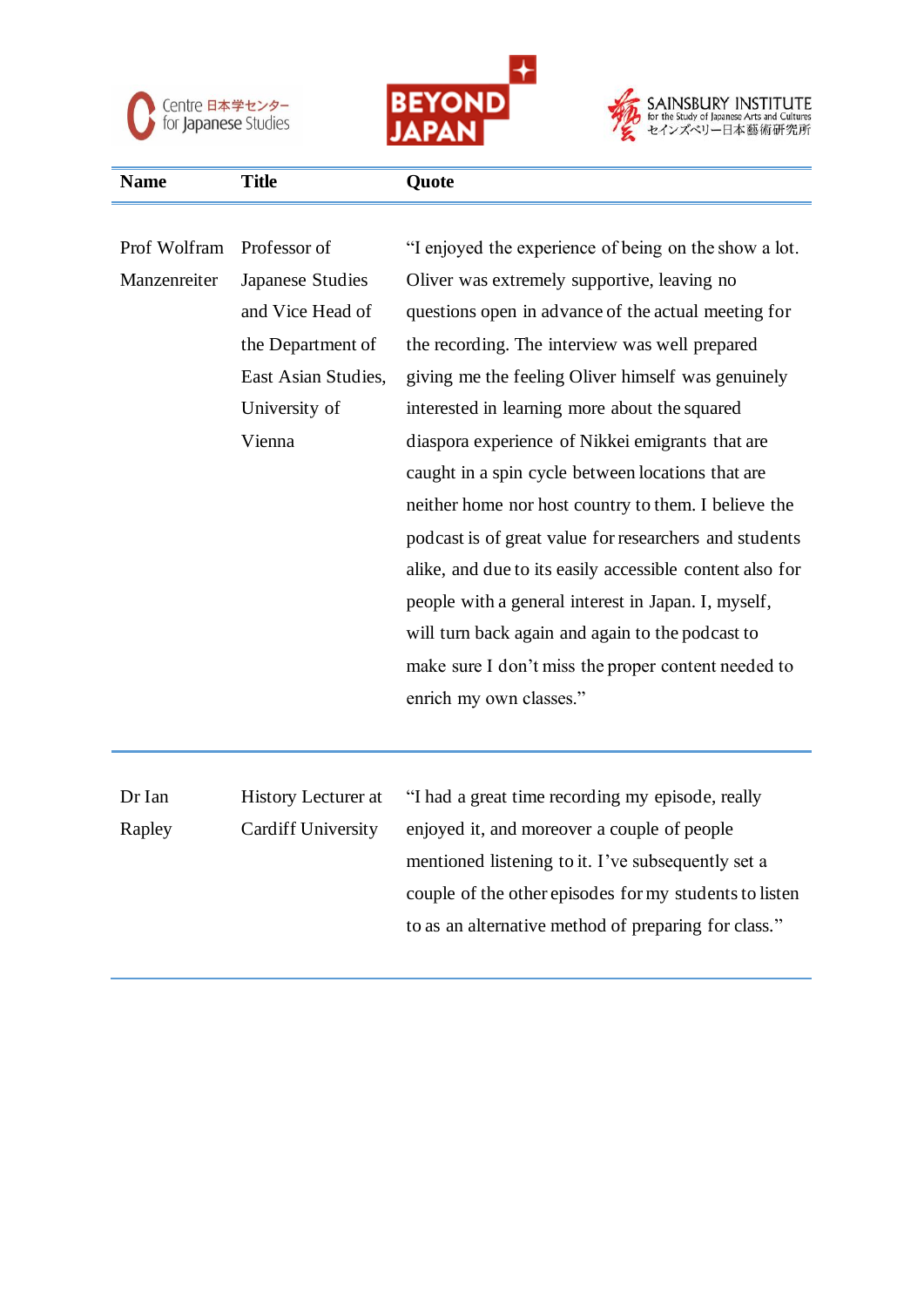Centre 日本学センター for Japanese Studies

BEYOND JAPAN

SAINSBURY INSTITUTE for the Study of Japanese Arts and Cultures セインズベリー日本藝術研究所

| Name | Title | Quote |
|---|---|---|
| Prof Wolfram Manzenreiter | Professor of Japanese Studies and Vice Head of the Department of East Asian Studies, University of Vienna | "I enjoyed the experience of being on the show a lot. Oliver was extremely supportive, leaving no questions open in advance of the actual meeting for the recording. The interview was well prepared giving me the feeling Oliver himself was genuinely interested in learning more about the squared diaspora experience of Nikkei emigrants that are caught in a spin cycle between locations that are neither home nor host country to them. I believe the podcast is of great value for researchers and students alike, and due to its easily accessible content also for people with a general interest in Japan. I, myself, will turn back again and again to the podcast to make sure I don't miss the proper content needed to enrich my own classes." |
| Dr Ian Rapley | History Lecturer at Cardiff University | "I had a great time recording my episode, really enjoyed it, and moreover a couple of people mentioned listening to it. I've subsequently set a couple of the other episodes for my students to listen to as an alternative method of preparing for class." |